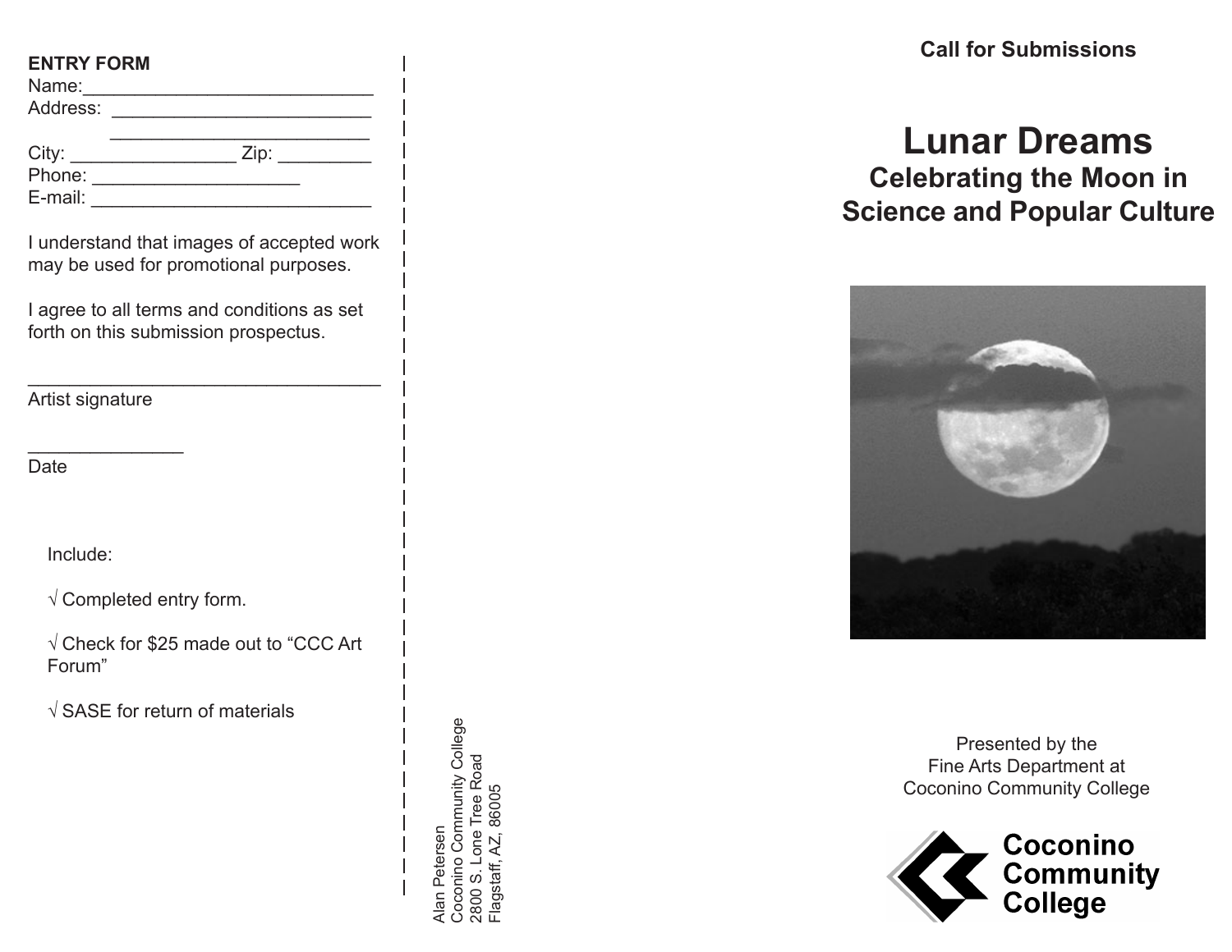**ENTRY FORM**

Name:____________________________

Address: _________________________

_________________________

City: ________________ Zip: _________

Phone: ____________________

E-mail: ____________________________

I understand that images of accepted work may be used for promotional purposes.

I agree to all terms and conditions as set forth on this submission prospectus.

___________________________________

Artist signature

_______________

Date

Include:

√ Completed entry form.

√ Check for $25 made out to "CCC Art Forum"

√ SASE for return of materials

Alan Petersen
Coconino Community College
2800 S. Lone Tree Road
Flagstaff, AZ, 86005

**Call for Submissions**

# Lunar Dreams

## Celebrating the Moon in Science and Popular Culture

Presented by the
Fine Arts Department at
Coconino Community College

**Coconino Community College**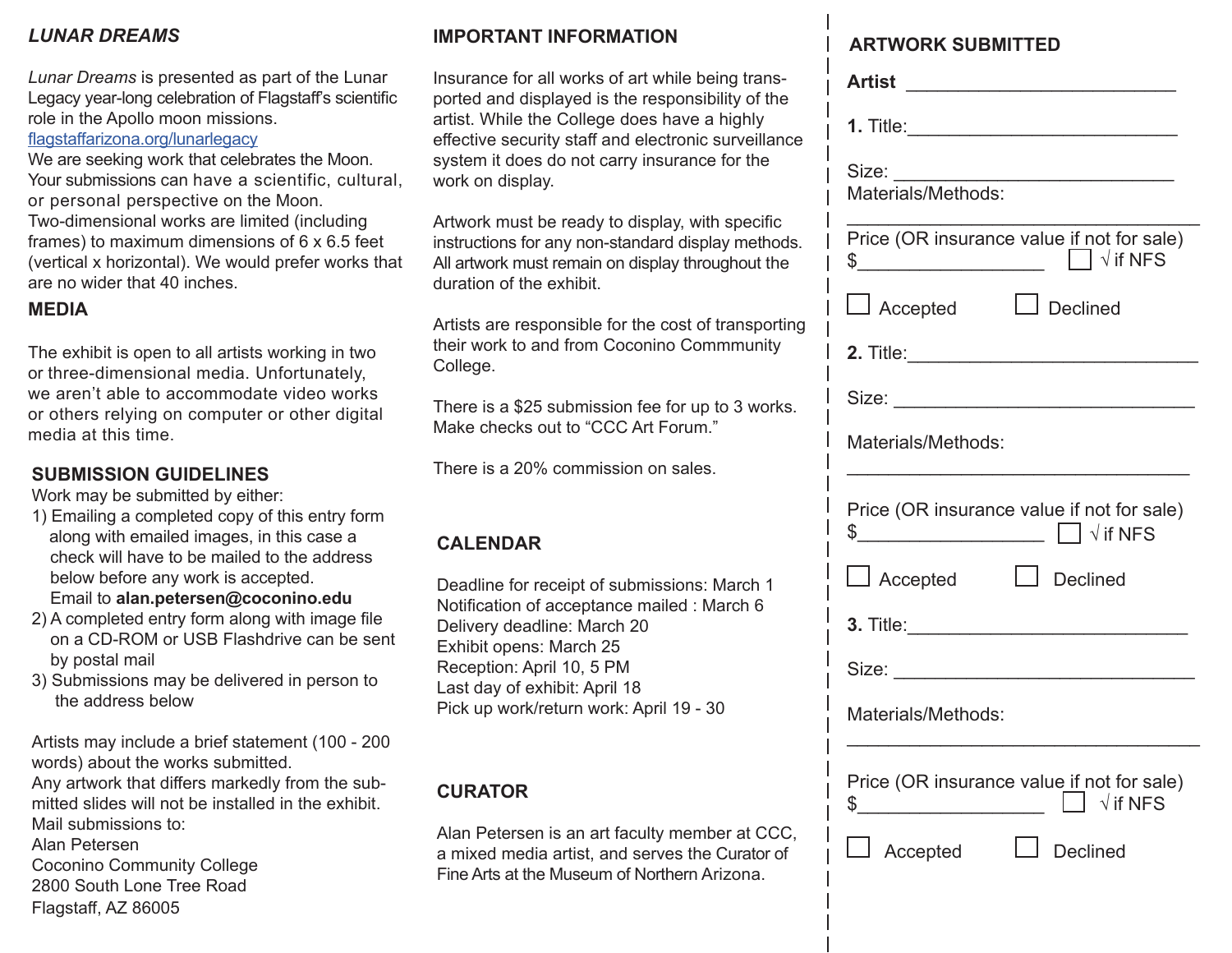## *LUNAR DREAMS*

*Lunar Dreams* is presented as part of the Lunar Legacy year-long celebration of Flagstaff's scientific role in the Apollo moon missions.
flagstaffarizona.org/lunarlegacy
We are seeking work that celebrates the Moon. Your submissions can have a scientific, cultural, or personal perspective on the Moon.
Two-dimensional works are limited (including frames) to maximum dimensions of 6 x 6.5 feet (vertical x horizontal). We would prefer works that are no wider that 40 inches.

## MEDIA

The exhibit is open to all artists working in two or three-dimensional media. Unfortunately, we aren't able to accommodate video works or others relying on computer or other digital media at this time.

## SUBMISSION GUIDELINES

Work may be submitted by either:

1) Emailing a completed copy of this entry form along with emailed images, in this case a check will have to be mailed to the address below before any work is accepted.
Email to **alan.petersen@coconino.edu**
2) A completed entry form along with image file on a CD-ROM or USB Flashdrive can be sent by postal mail
3) Submissions may be delivered in person to the address below

Artists may include a brief statement (100 - 200 words) about the works submitted.
Any artwork that differs markedly from the submitted slides will not be installed in the exhibit.
Mail submissions to:
Alan Petersen
Coconino Community College
2800 South Lone Tree Road
Flagstaff, AZ 86005

## IMPORTANT INFORMATION

Insurance for all works of art while being transported and displayed is the responsibility of the artist. While the College does have a highly effective security staff and electronic surveillance system it does do not carry insurance for the work on display.

Artwork must be ready to display, with specific instructions for any non-standard display methods. All artwork must remain on display throughout the duration of the exhibit.

Artists are responsible for the cost of transporting their work to and from Coconino Commmunity College.

There is a $25 submission fee for up to 3 works. Make checks out to "CCC Art Forum."

There is a 20% commission on sales.

## CALENDAR

Deadline for receipt of submissions: March 1
Notification of acceptance mailed : March 6
Delivery deadline: March 20
Exhibit opens: March 25
Reception: April 10, 5 PM
Last day of exhibit: April 18
Pick up work/return work: April 19 - 30

## CURATOR

Alan Petersen is an art faculty member at CCC, a mixed media artist, and serves the Curator of Fine Arts at the Museum of Northern Arizona.

## ARTWORK SUBMITTED

**Artist** ___________________________

**1.** Title:___________________________

Size: ___________________________

Materials/Methods:

___________________________________

Price (OR insurance value if not for sale)
$__________________ ☐ √ if NFS

☐ Accepted ☐ Declined

**2.** Title:___________________________

Size: ___________________________

Materials/Methods:

___________________________________

Price (OR insurance value if not for sale)
$__________________ ☐ √ if NFS

☐ Accepted ☐ Declined

**3.** Title:___________________________

Size: ___________________________

Materials/Methods:

___________________________________

Price (OR insurance value if not for sale)
$__________________ ☐ √ if NFS

☐ Accepted ☐ Declined